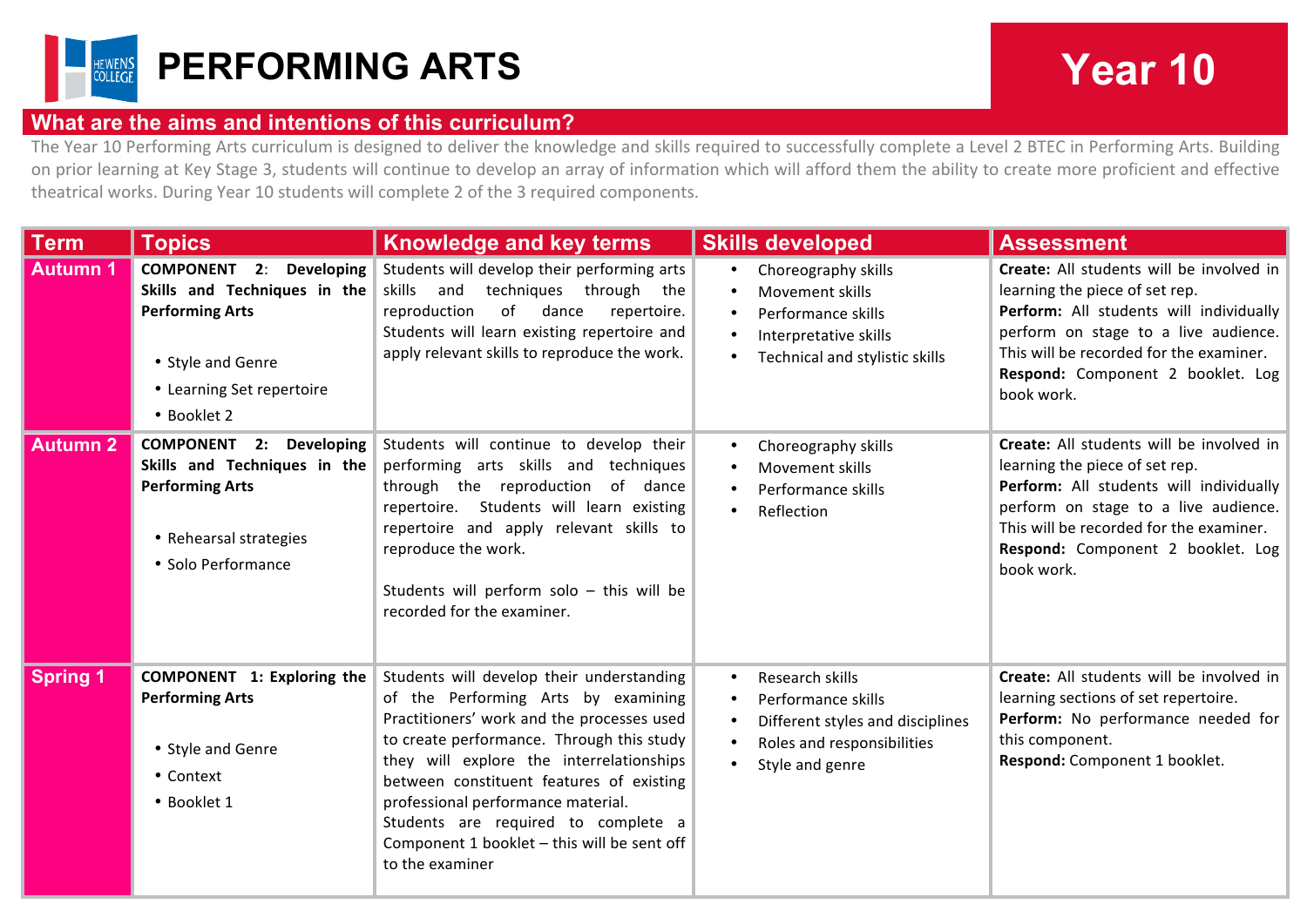# PERFORMING ARTS

## Year 10

## What are the aims and intentions of this curriculum?

The Year 10 Performing Arts curriculum is designed to deliver the knowledge and skills required to successfully complete a Level 2 BTEC in Performing Arts. Building on prior learning at Key Stage 3, students will continue to develop an array of information which will afford them the ability to create more proficient and effective theatrical works. During Year 10 students will complete 2 of the 3 required components.

| Term | Topics | Knowledge and key terms | Skills developed | Assessment |
|---|---|---|---|---|
| **Autumn 1** | **COMPONENT 2: Developing Skills and Techniques in the Performing Arts**<br><br>• Style and Genre<br>• Learning Set repertoire<br>• Booklet 2 | Students will develop their performing arts skills and techniques through the reproduction of dance repertoire. Students will learn existing repertoire and apply relevant skills to reproduce the work. | • Choreography skills<br>• Movement skills<br>• Performance skills<br>• Interpretative skills<br>• Technical and stylistic skills | **Create:** All students will be involved in learning the piece of set rep.<br>**Perform:** All students will individually perform on stage to a live audience. This will be recorded for the examiner.<br>**Respond:** Component 2 booklet. Log book work. |
| **Autumn 2** | **COMPONENT 2: Developing Skills and Techniques in the Performing Arts**<br><br>• Rehearsal strategies<br>• Solo Performance | Students will continue to develop their performing arts skills and techniques through the reproduction of dance repertoire. Students will learn existing repertoire and apply relevant skills to reproduce the work.<br><br>Students will perform solo – this will be recorded for the examiner. | • Choreography skills<br>• Movement skills<br>• Performance skills<br>• Reflection | **Create:** All students will be involved in learning the piece of set rep.<br>**Perform:** All students will individually perform on stage to a live audience. This will be recorded for the examiner.<br>**Respond:** Component 2 booklet. Log book work. |
| **Spring 1** | **COMPONENT 1: Exploring the Performing Arts**<br><br>• Style and Genre<br>• Context<br>• Booklet 1 | Students will develop their understanding of the Performing Arts by examining Practitioners' work and the processes used to create performance. Through this study they will explore the interrelationships between constituent features of existing professional performance material.<br>Students are required to complete a Component 1 booklet – this will be sent off to the examiner | • Research skills<br>• Performance skills<br>• Different styles and disciplines<br>• Roles and responsibilities<br>• Style and genre | **Create:** All students will be involved in learning sections of set repertoire.<br>**Perform:** No performance needed for this component.<br>**Respond:** Component 1 booklet. |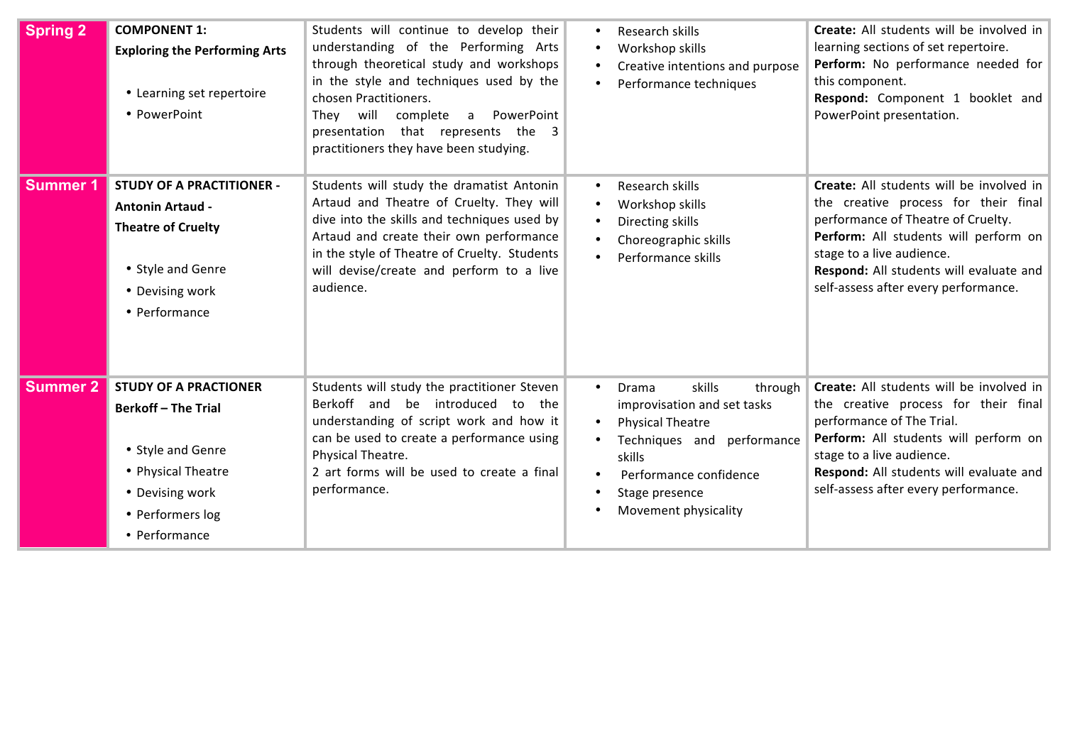| | | | | |
|---|---|---|---|---|
| **Spring 2** | **COMPONENT 1:**<br>**Exploring the Performing Arts**<br><br>• Learning set repertoire<br>• PowerPoint | Students will continue to develop their understanding of the Performing Arts through theoretical study and workshops in the style and techniques used by the chosen Practitioners.<br>They will complete a PowerPoint presentation that represents the 3 practitioners they have been studying. | • Research skills<br>• Workshop skills<br>• Creative intentions and purpose<br>• Performance techniques | **Create:** All students will be involved in learning sections of set repertoire.<br>**Perform:** No performance needed for this component.<br>**Respond:** Component 1 booklet and PowerPoint presentation. |
| **Summer 1** | **STUDY OF A PRACTITIONER - Antonin Artaud - Theatre of Cruelty**<br><br>• Style and Genre<br>• Devising work<br>• Performance | Students will study the dramatist Antonin Artaud and Theatre of Cruelty. They will dive into the skills and techniques used by Artaud and create their own performance in the style of Theatre of Cruelty. Students will devise/create and perform to a live audience. | • Research skills<br>• Workshop skills<br>• Directing skills<br>• Choreographic skills<br>• Performance skills | **Create:** All students will be involved in the creative process for their final performance of Theatre of Cruelty.<br>**Perform:** All students will perform on stage to a live audience.<br>**Respond:** All students will evaluate and self-assess after every performance. |
| **Summer 2** | **STUDY OF A PRACTIONER Berkoff – The Trial**<br><br>• Style and Genre<br>• Physical Theatre<br>• Devising work<br>• Performers log<br>• Performance | Students will study the practitioner Steven Berkoff and be introduced to the understanding of script work and how it can be used to create a performance using Physical Theatre.<br>2 art forms will be used to create a final performance. | • Drama skills through improvisation and set tasks<br>• Physical Theatre<br>• Techniques and performance skills<br>• Performance confidence<br>• Stage presence<br>• Movement physicality | **Create:** All students will be involved in the creative process for their final performance of The Trial.<br>**Perform:** All students will perform on stage to a live audience.<br>**Respond:** All students will evaluate and self-assess after every performance. |